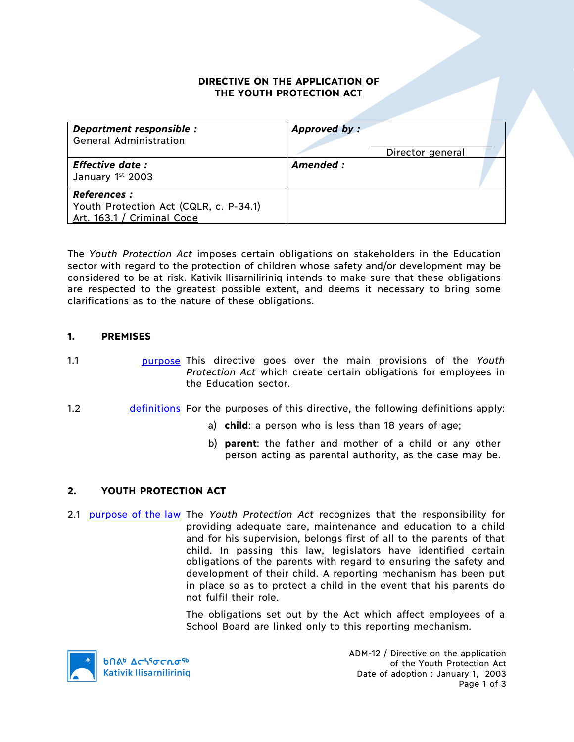# DIRECTIVE ON THE APPLICATION OF THE YOUTH PROTECTION ACT

| **Department responsible :** General Administration | **Approved by :** ______________ Director general |
|---|---|
| **Effective date :** January 1st 2003 | **Amended :** |
| **References :** Youth Protection Act (CQLR, c. P-34.1) Art. 163.1 / Criminal Code | |

The *Youth Protection Act* imposes certain obligations on stakeholders in the Education sector with regard to the protection of children whose safety and/or development may be considered to be at risk. Kativik Ilisarniliriniq intends to make sure that these obligations are respected to the greatest possible extent, and deems it necessary to bring some clarifications as to the nature of these obligations.

## 1. PREMISES

1.1 purpose — This directive goes over the main provisions of the *Youth Protection Act* which create certain obligations for employees in the Education sector.

1.2 definitions — For the purposes of this directive, the following definitions apply:

a) **child**: a person who is less than 18 years of age;

b) **parent**: the father and mother of a child or any other person acting as parental authority, as the case may be.

## 2. YOUTH PROTECTION ACT

2.1 purpose of the law — The *Youth Protection Act* recognizes that the responsibility for providing adequate care, maintenance and education to a child and for his supervision, belongs first of all to the parents of that child. In passing this law, legislators have identified certain obligations of the parents with regard to ensuring the safety and development of their child. A reporting mechanism has been put in place so as to protect a child in the event that his parents do not fulfil their role.

The obligations set out by the Act which affect employees of a School Board are linked only to this reporting mechanism.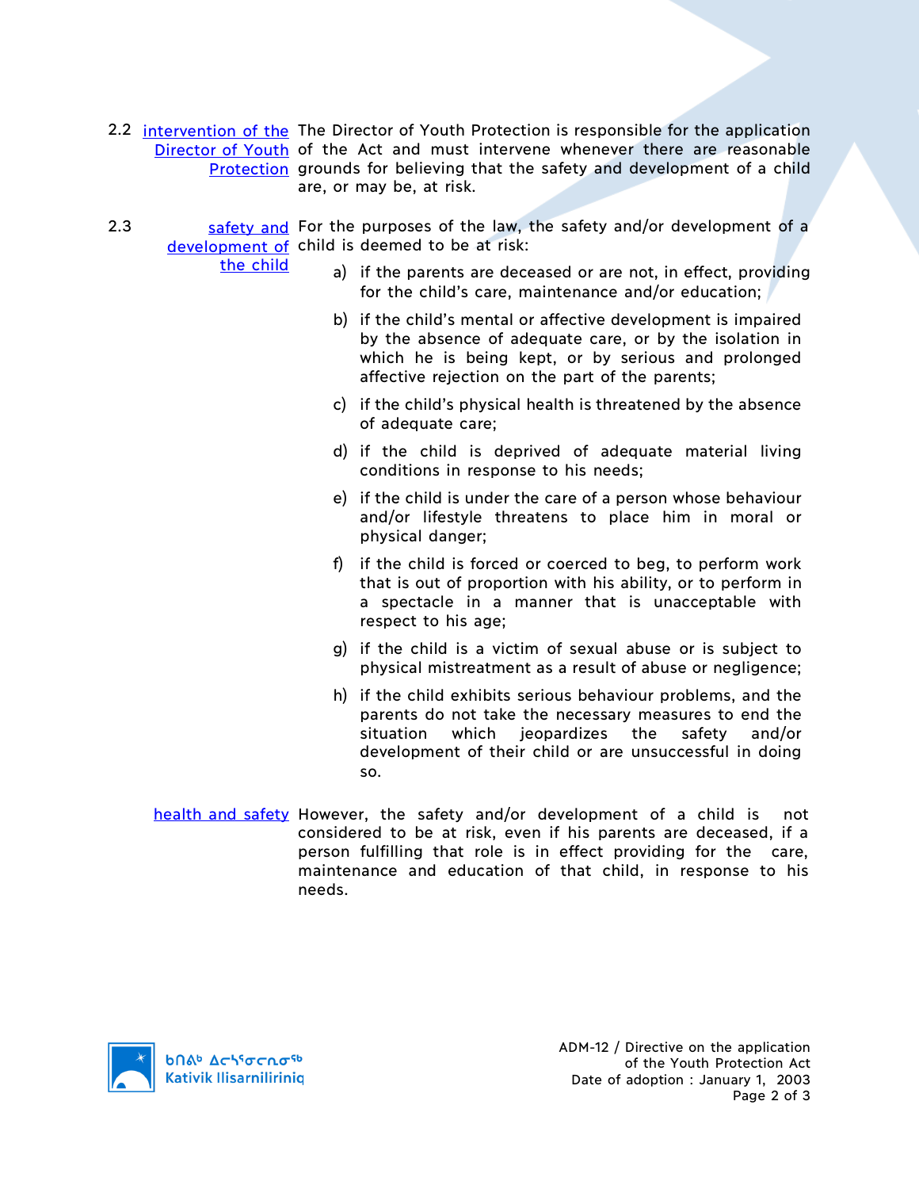2.2 [intervention of the Director of Youth Protection] The Director of Youth Protection is responsible for the application of the Act and must intervene whenever there are reasonable grounds for believing that the safety and development of a child are, or may be, at risk.

2.3 [safety and development of the child] For the purposes of the law, the safety and/or development of a child is deemed to be at risk:

a) if the parents are deceased or are not, in effect, providing for the child's care, maintenance and/or education;

b) if the child's mental or affective development is impaired by the absence of adequate care, or by the isolation in which he is being kept, or by serious and prolonged affective rejection on the part of the parents;

c) if the child's physical health is threatened by the absence of adequate care;

d) if the child is deprived of adequate material living conditions in response to his needs;

e) if the child is under the care of a person whose behaviour and/or lifestyle threatens to place him in moral or physical danger;

f) if the child is forced or coerced to beg, to perform work that is out of proportion with his ability, or to perform in a spectacle in a manner that is unacceptable with respect to his age;

g) if the child is a victim of sexual abuse or is subject to physical mistreatment as a result of abuse or negligence;

h) if the child exhibits serious behaviour problems, and the parents do not take the necessary measures to end the situation which jeopardizes the safety and/or development of their child or are unsuccessful in doing so.

[health and safety] However, the safety and/or development of a child is not considered to be at risk, even if his parents are deceased, if a person fulfilling that role is in effect providing for the care, maintenance and education of that child, in response to his needs.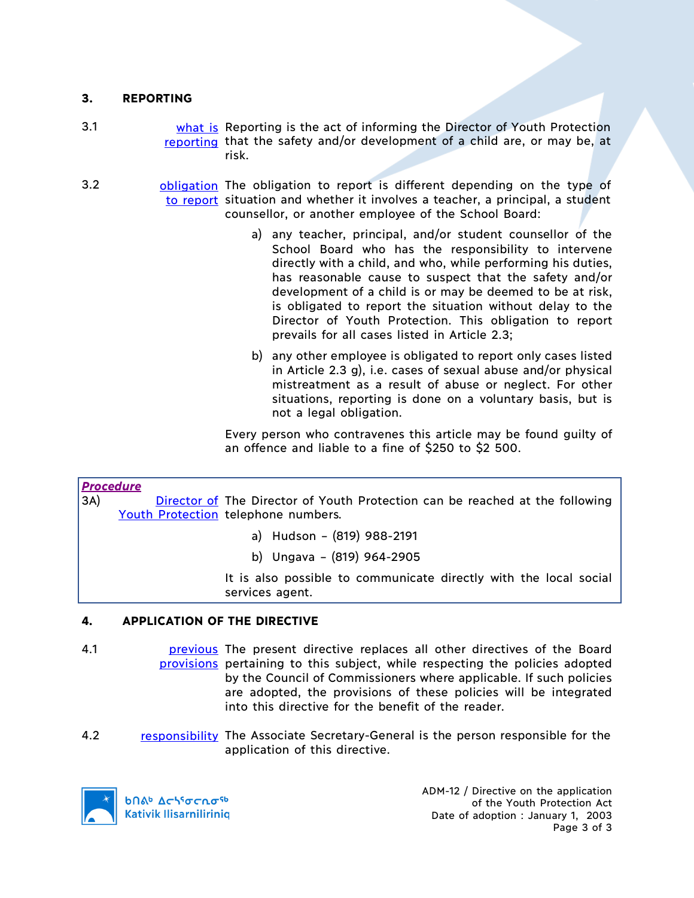## 3. REPORTING

3.1 **what is reporting** Reporting is the act of informing the Director of Youth Protection that the safety and/or development of a child are, or may be, at risk.

3.2 **obligation to report** The obligation to report is different depending on the type of situation and whether it involves a teacher, a principal, a student counsellor, or another employee of the School Board:

a) any teacher, principal, and/or student counsellor of the School Board who has the responsibility to intervene directly with a child, and who, while performing his duties, has reasonable cause to suspect that the safety and/or development of a child is or may be deemed to be at risk, is obligated to report the situation without delay to the Director of Youth Protection. This obligation to report prevails for all cases listed in Article 2.3;

b) any other employee is obligated to report only cases listed in Article 2.3 g), i.e. cases of sexual abuse and/or physical mistreatment as a result of abuse or neglect. For other situations, reporting is done on a voluntary basis, but is not a legal obligation.

Every person who contravenes this article may be found guilty of an offence and liable to a fine of $250 to $2 500.

***Procedure***

3A) **Director of Youth Protection** The Director of Youth Protection can be reached at the following telephone numbers.

a) Hudson – (819) 988-2191

b) Ungava – (819) 964-2905

It is also possible to communicate directly with the local social services agent.

## 4. APPLICATION OF THE DIRECTIVE

4.1 **previous provisions** The present directive replaces all other directives of the Board pertaining to this subject, while respecting the policies adopted by the Council of Commissioners where applicable. If such policies are adopted, the provisions of these policies will be integrated into this directive for the benefit of the reader.

4.2 **responsibility** The Associate Secretary-General is the person responsible for the application of this directive.